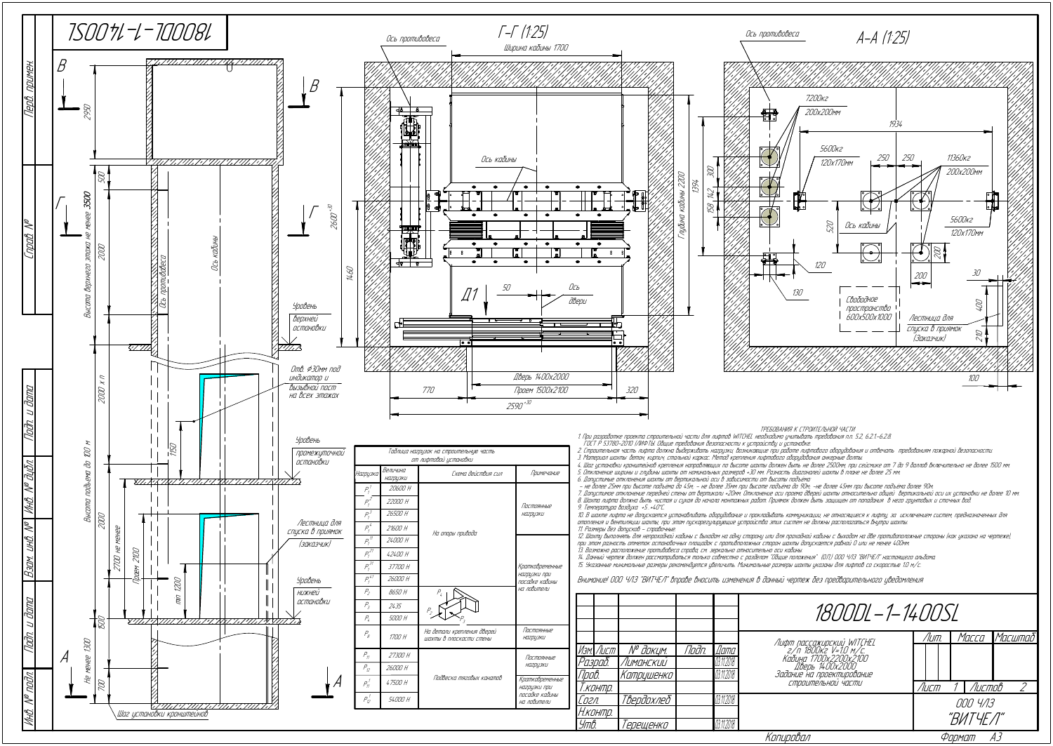# 1800DL-1-1400SL

## Г-Г (1:25)

Ось противовеса

Ширина кабины 1700

Ось кабины

Глубина кабины 2200

1394

$2600^{+30}$

1460

Д1

50

Ось двери

Дверь 1400х2000

Проем 1500х2100

770

320

$2590^{+30}$

## А-А (1:25)

Ось противовеса

7200кг 200х200мм

1934

5600кг 120х170мм

250 250

11360кг 200х200мм

5600кг 120х170мм

Ось кабины

520

300 142 158

200

200

120

130

30

400

210

100

Свободное пространство 600х500х1000

Лестница для спуска в приямок (Заказчик)

## Разрез

В — В

2950

500

Высота верхнего этажа не менее **3500**

2000

Г — Г

Ось противовеса

Ось кабины

Уровень верхней остановки

2000 х n

Высота подъема до 100 м

Отв. Ф30мм под индикатор и вызывной пост на всех этажах

1150

Уровень промежуточной остановки

2000

2700 не менее

Проем 2100

min 1200

Лестница для спуска в приямок (заказчик)

Уровень нижней остановки

800

Не менее 1300

700

А — А

Шаг установки кронштейнов

## Таблица нагрузок на строительную часть от лифтовой установки

| Нагрузка | Величина нагрузки | Схема действия сил | Примечание |
|---|---|---|---|
| $P_1^1$ | 20600 Н | На опоры привода | Постоянные нагрузки |
| $P_1^2$ | 22000 Н | | |
| $P_1^3$ | 26500 Н | | |
| $P_1^4$ | 21600 Н | | |
| $P_1^{11}$ | 24000 Н | | Кратковременные нагрузки при посадке кабины на ловители |
| $P_1^{21}$ | 42400 Н | | |
| $P_1^{31}$ | 37700 Н | | |
| $P_1^{41}$ | 26000 Н | | |
| $P_2$ | 8650 Н | | |
| $P_3$ | 2435 | | |
| $P_4$ | 5000 Н | | Постоянные нагрузки |
| $P_8$ | 1700 Н | На детали крепления дверей шахты в плоскости стены | Постоянные нагрузки |
| $P_{11}$ | 27300 Н | Подвеска тяговых канатов | Постоянные нагрузки |
| $P_{12}$ | 26000 Н | | |
| $P_{11}^1$ | 47500 Н | | Кратковременные нагрузки при посадке кабины на ловители |
| $P_{12}^1$ | 54000 Н | | |

## ТРЕБОВАНИЯ К СТРОИТЕЛЬНОЙ ЧАСТИ

1. При разработке проекта строительной части для лифтов WITCHEL необходимо учитывать требования п.п. 5.2, 6.2.1.-6.2.8. ГОСТ Р 53780-2010 (ЛИФТЫ. Общие требования безопасности к устройству и установке.
2. Строительная часть лифта должна выдерживать нагрузки, возникающие при работе лифтового оборудования и отвечать требованиям пожарной безопасности.
3. Материал шахты: бетон, кирпич, стальной каркас. Метод крепления лифтового оборудования анкерные болты.
4. Шаг установки кронштейнов крепления направляющих по высоте шахты должен быть не более 2500мм, при сейсмике от 7 до 9 баллов включительно не более 1500 мм.
5. Отклонение ширины и глубины шахты от номинальных размеров +30 мм. Разность диагоналей шахты в плане не более 25 мм.
6. Допустимые отклонения шахты от вертикальной оси в зависимости от высоты подъема:
– не более 25мм при высоте подъема до 45м; – не более 35мм при высоте подъема до 90м; –не более 45мм при высоте подъема более 90м.
7. Допустимое отклонение передней стены от вертикали ±20мм. Отклонение оси проема дверей шахты относительно общей вертикальной оси их установки не более 10 мм.
8. Шахта лифта должна быть чистая и сухая до начала монтажных работ. Приямок должен быть защищен от попадания в него грунтовых и сточных вод.
9. Температура воздуха +5...+40°С.
10. В шахте лифта не допускается устанавливать оборудование и прокладывать коммуникации, не относящиеся к лифту, за исключением систем, предназначенных для отопления и вентиляции шахты, при этом пускорегулирующие устройства этих систем не должны располагаться внутри шахты.
11. Размеры без допусков – справочные.
12. Шахту выполнять для непроходной кабины с выходом на одну сторону или для проходной кабины с выходом на две противоположные стороны (как указано на чертеже), при этом разность отметок остановочных площадок с противоположных сторон шахты допускается равной 0 или не менее 400мм.
13. Возможно расположение противовеса справа, см. зеркально относительно оси кабины.
14. Данный чертеж должен рассматриваться только совместно с разделом "Общие положения" (ОПЛ) ООО ЧЛЗ "ВИТЧЕЛ" настоящего альбома.
15. Указанные минимальные размеры рекомендуется увеличить. Минимальные размеры шахты указаны для лифтов со скоростью 1.0 м/с.

Внимание! ООО ЧЛЗ "ВИТЧЕЛ" вправе вносить изменения в данный чертеж без предварительного уведомления

| Изм. | Лист | № докум. | Подп. | Дата |
|---|---|---|---|---|
| Разраб. | | Лиманский | | 03.11.2018 |
| Пров. | | Катрушенко | | 03.11.2018 |
| Т.контр. | | | | |
| Согл. | | Твердохлеб | | 03.11.2018 |
| Н.контр. | | | | |
| Утв. | | Терещенко | | 03.11.2018 |

**1800DL-1-1400SL**

Лифт пассажирский WITCHEL г/п 1800кг V=1.0 м/с. Кабина 1700х2200х2100 Дверь 1400х2000. Задание на проектирование строительной части

Лит. | Масса | Масштаб

Лист 1 | Листов 2

ООО ЧЛЗ "ВИТЧЕЛ"

Перв. примен. | Справ. № | Подп. и дата | Инв. № дубл. | Взам. инв. № | Подп. и дата | Инв. № подл.

Копировал | Формат А3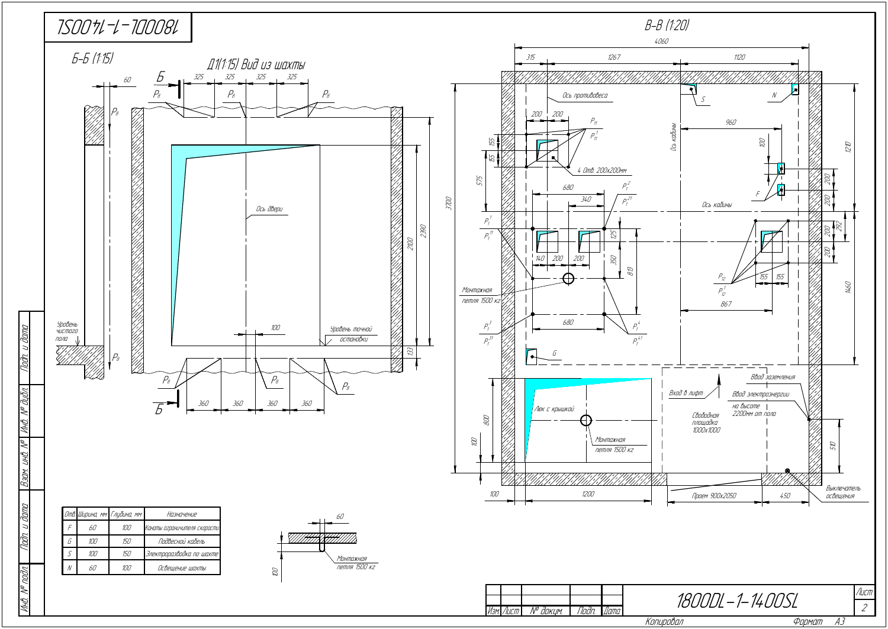1800DL-1-1400SL

## Б-Б (1:15)

## Д1(1:15) Вид из шахты

## В-В (1:20)

Ось противовеса

Ось кабины

Ось двери

Уровень чистого пола

Уровень точной остановки

4 Отв. 200х200мм

Монтажная петля 1500 кг

Люк с крышкой

Вход в лифт

Свободная площадка 1000х1000

Ввод заземления

Ввод электроэнергии на высоте 2200мм от пола

Проем 900х2050

Выключатель освещения

| Отв. | Ширина, мм | Глубина, мм | Назначение |
|---|---|---|---|
| F | 60 | 100 | Канаты ограничителя скорости |
| G | 100 | 150 | Подвесной кабель |
| S | 100 | 150 | Электроразводка по шахте |
| N | 60 | 100 | Освещение шахты |

Монтажная петля 1500 кг

| Изм | Лист | № докум. | Подп. | Дата |
|---|---|---|---|---|

1800DL-1-1400SL

Лист 2

Копировал

Формат А3